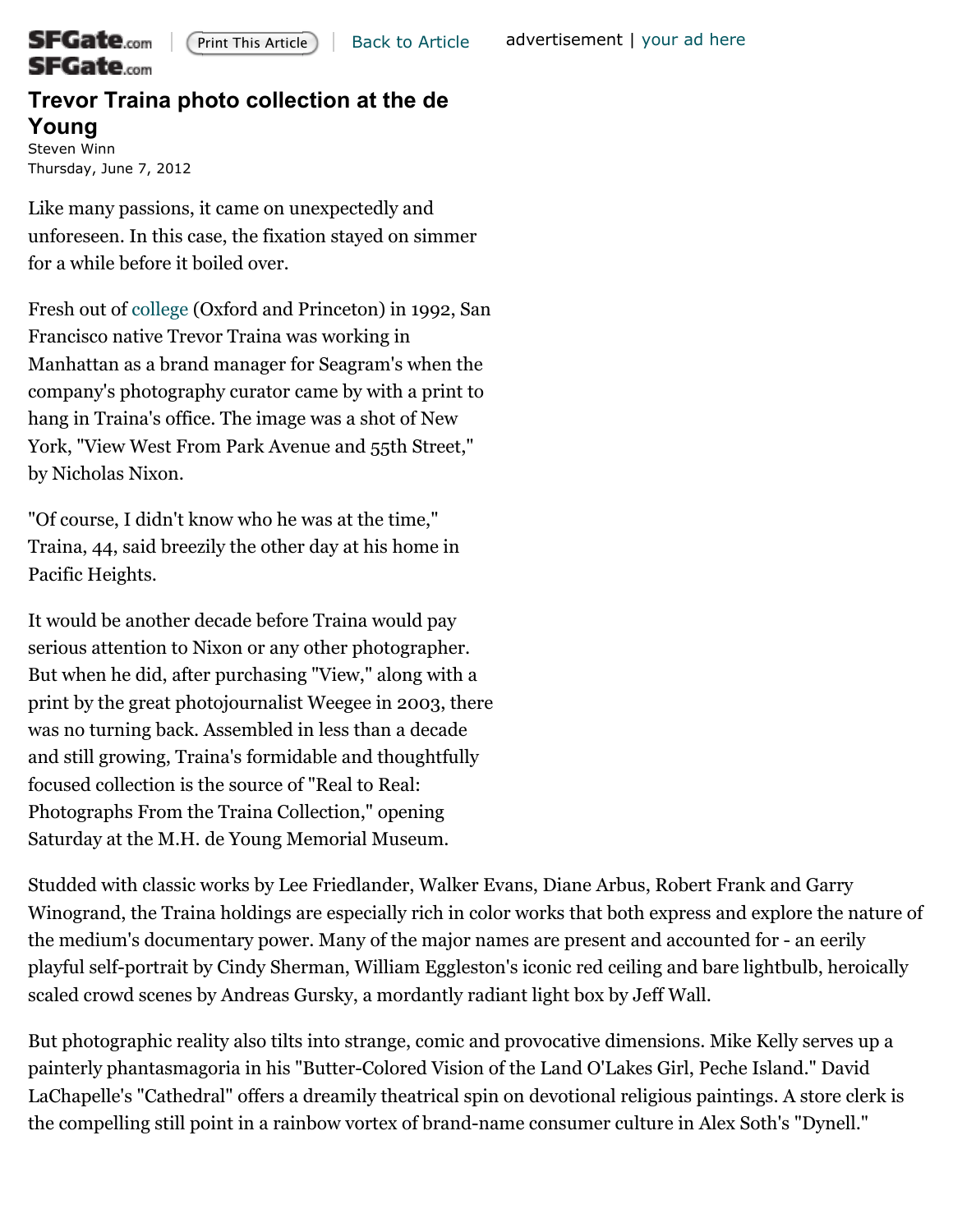# Trevor Traina photo collection at the de Young

Steven Winn
Thursday, June 7, 2012

Like many passions, it came on unexpectedly and unforeseen. In this case, the fixation stayed on simmer for a while before it boiled over.

Fresh out of college (Oxford and Princeton) in 1992, San Francisco native Trevor Traina was working in Manhattan as a brand manager for Seagram's when the company's photography curator came by with a print to hang in Traina's office. The image was a shot of New York, "View West From Park Avenue and 55th Street," by Nicholas Nixon.

"Of course, I didn't know who he was at the time," Traina, 44, said breezily the other day at his home in Pacific Heights.

It would be another decade before Traina would pay serious attention to Nixon or any other photographer. But when he did, after purchasing "View," along with a print by the great photojournalist Weegee in 2003, there was no turning back. Assembled in less than a decade and still growing, Traina's formidable and thoughtfully focused collection is the source of "Real to Real: Photographs From the Traina Collection," opening Saturday at the M.H. de Young Memorial Museum.

Studded with classic works by Lee Friedlander, Walker Evans, Diane Arbus, Robert Frank and Garry Winogrand, the Traina holdings are especially rich in color works that both express and explore the nature of the medium's documentary power. Many of the major names are present and accounted for - an eerily playful self-portrait by Cindy Sherman, William Eggleston's iconic red ceiling and bare lightbulb, heroically scaled crowd scenes by Andreas Gursky, a mordantly radiant light box by Jeff Wall.

But photographic reality also tilts into strange, comic and provocative dimensions. Mike Kelly serves up a painterly phantasmagoria in his "Butter-Colored Vision of the Land O'Lakes Girl, Peche Island." David LaChapelle's "Cathedral" offers a dreamily theatrical spin on devotional religious paintings. A store clerk is the compelling still point in a rainbow vortex of brand-name consumer culture in Alex Soth's "Dynell."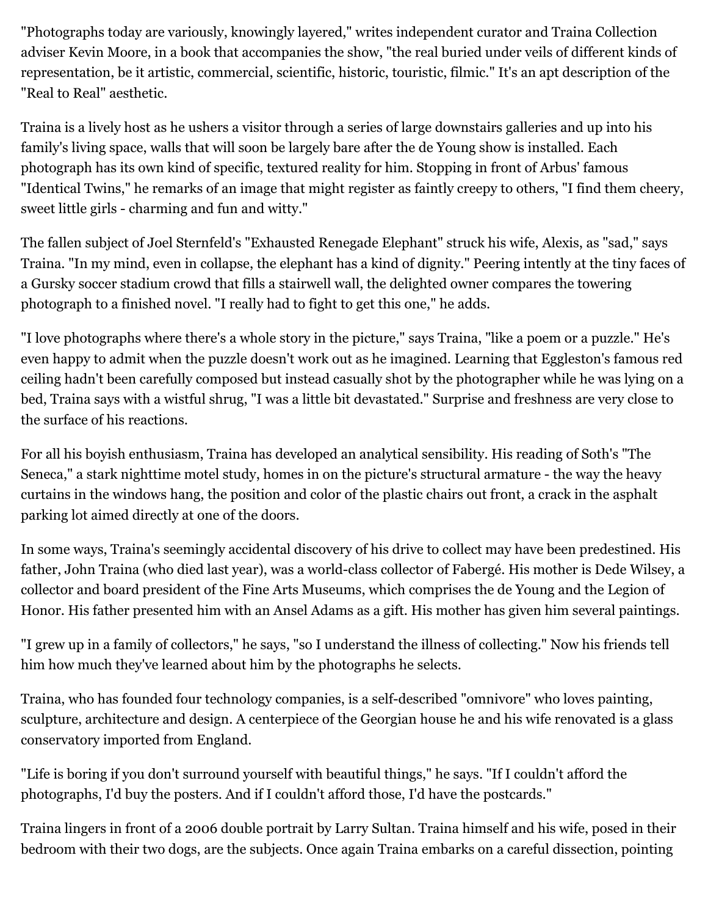"Photographs today are variously, knowingly layered," writes independent curator and Traina Collection adviser Kevin Moore, in a book that accompanies the show, "the real buried under veils of different kinds of representation, be it artistic, commercial, scientific, historic, touristic, filmic." It's an apt description of the "Real to Real" aesthetic.

Traina is a lively host as he ushers a visitor through a series of large downstairs galleries and up into his family's living space, walls that will soon be largely bare after the de Young show is installed. Each photograph has its own kind of specific, textured reality for him. Stopping in front of Arbus' famous "Identical Twins," he remarks of an image that might register as faintly creepy to others, "I find them cheery, sweet little girls - charming and fun and witty."

The fallen subject of Joel Sternfeld's "Exhausted Renegade Elephant" struck his wife, Alexis, as "sad," says Traina. "In my mind, even in collapse, the elephant has a kind of dignity." Peering intently at the tiny faces of a Gursky soccer stadium crowd that fills a stairwell wall, the delighted owner compares the towering photograph to a finished novel. "I really had to fight to get this one," he adds.

"I love photographs where there's a whole story in the picture," says Traina, "like a poem or a puzzle." He's even happy to admit when the puzzle doesn't work out as he imagined. Learning that Eggleston's famous red ceiling hadn't been carefully composed but instead casually shot by the photographer while he was lying on a bed, Traina says with a wistful shrug, "I was a little bit devastated." Surprise and freshness are very close to the surface of his reactions.

For all his boyish enthusiasm, Traina has developed an analytical sensibility. His reading of Soth's "The Seneca," a stark nighttime motel study, homes in on the picture's structural armature - the way the heavy curtains in the windows hang, the position and color of the plastic chairs out front, a crack in the asphalt parking lot aimed directly at one of the doors.

In some ways, Traina's seemingly accidental discovery of his drive to collect may have been predestined. His father, John Traina (who died last year), was a world-class collector of Fabergé. His mother is Dede Wilsey, a collector and board president of the Fine Arts Museums, which comprises the de Young and the Legion of Honor. His father presented him with an Ansel Adams as a gift. His mother has given him several paintings.

"I grew up in a family of collectors," he says, "so I understand the illness of collecting." Now his friends tell him how much they've learned about him by the photographs he selects.

Traina, who has founded four technology companies, is a self-described "omnivore" who loves painting, sculpture, architecture and design. A centerpiece of the Georgian house he and his wife renovated is a glass conservatory imported from England.

"Life is boring if you don't surround yourself with beautiful things," he says. "If I couldn't afford the photographs, I'd buy the posters. And if I couldn't afford those, I'd have the postcards."

Traina lingers in front of a 2006 double portrait by Larry Sultan. Traina himself and his wife, posed in their bedroom with their two dogs, are the subjects. Once again Traina embarks on a careful dissection, pointing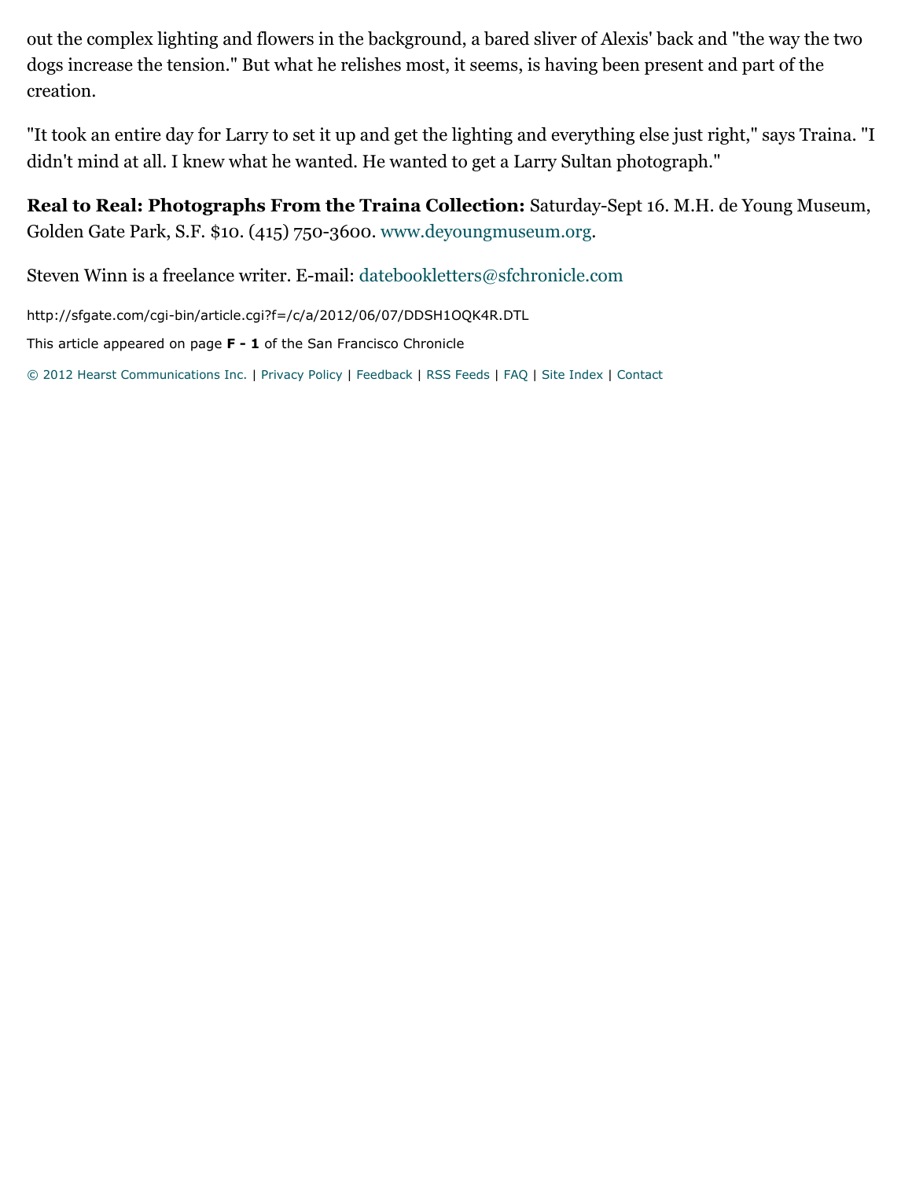out the complex lighting and flowers in the background, a bared sliver of Alexis' back and "the way the two dogs increase the tension." But what he relishes most, it seems, is having been present and part of the creation.

"It took an entire day for Larry to set it up and get the lighting and everything else just right," says Traina. "I didn't mind at all. I knew what he wanted. He wanted to get a Larry Sultan photograph."

**Real to Real: Photographs From the Traina Collection:** Saturday-Sept 16. M.H. de Young Museum, Golden Gate Park, S.F. $10. (415) 750-3600. www.deyoungmuseum.org.

Steven Winn is a freelance writer. E-mail: datebookletters@sfchronicle.com

http://sfgate.com/cgi-bin/article.cgi?f=/c/a/2012/06/07/DDSH1OQK4R.DTL

This article appeared on page **F - 1** of the San Francisco Chronicle

© 2012 Hearst Communications Inc. | Privacy Policy | Feedback | RSS Feeds | FAQ | Site Index | Contact